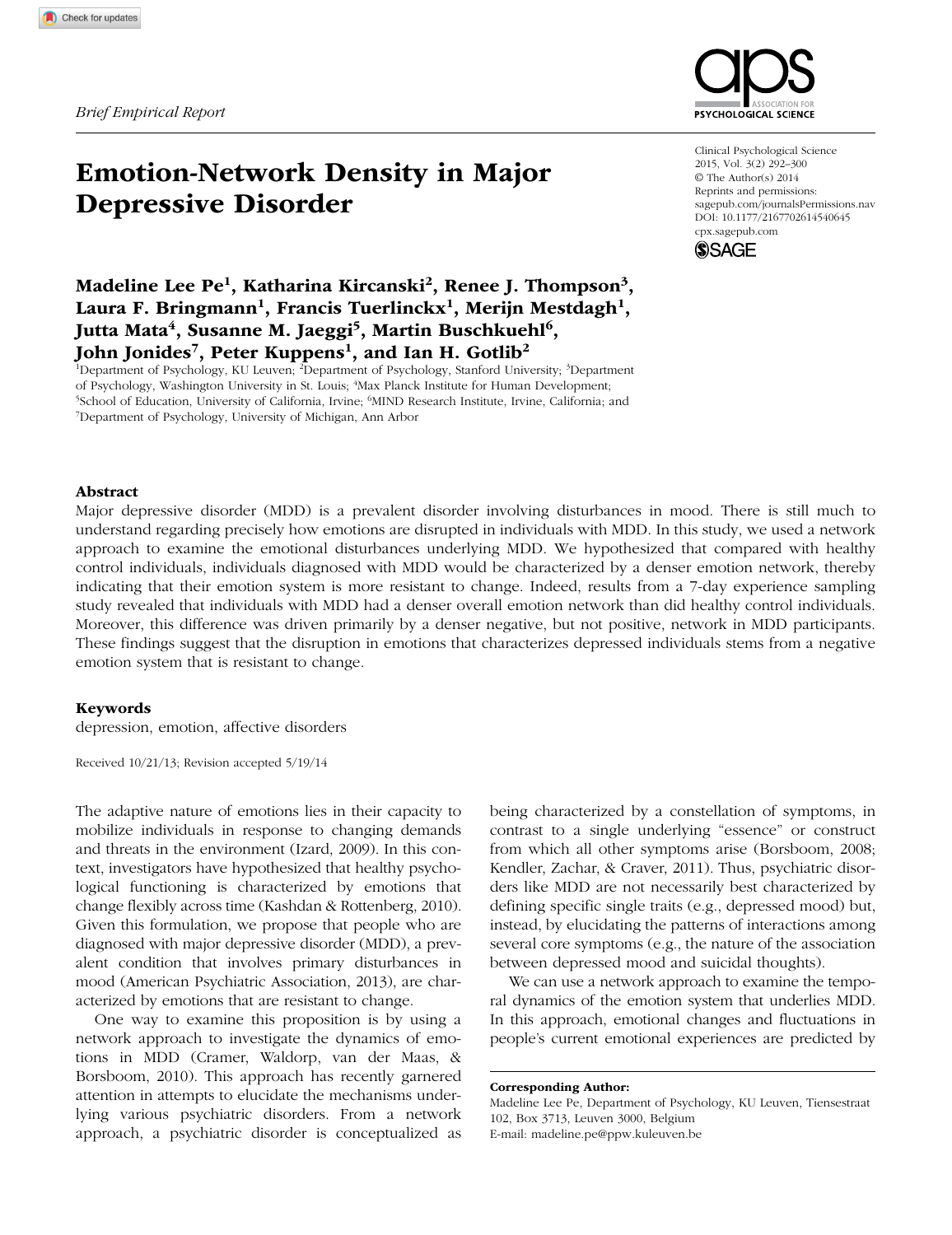*Brief Empirical Report*

# Emotion-Network Density in Major Depressive Disorder

**Madeline Lee Pe[1], Katharina Kircanski[2], Renee J. Thompson[3], Laura F. Bringmann[1], Francis Tuerlinckx[1], Merijn Mestdagh[1], Jutta Mata[4], Susanne M. Jaeggi[5], Martin Buschkuehl[6], John Jonides[7], Peter Kuppens[1], and Ian H. Gotlib[2]**

[1]Department of Psychology, KU Leuven; [2]Department of Psychology, Stanford University; [3]Department of Psychology, Washington University in St. Louis; [4]Max Planck Institute for Human Development; [5]School of Education, University of California, Irvine; [6]MIND Research Institute, Irvine, California; and [7]Department of Psychology, University of Michigan, Ann Arbor

Clinical Psychological Science
2015, Vol. 3(2) 292–300
© The Author(s) 2014
Reprints and permissions: sagepub.com/journalsPermissions.nav
DOI: 10.1177/2167702614540645
cpx.sagepub.com

## Abstract

Major depressive disorder (MDD) is a prevalent disorder involving disturbances in mood. There is still much to understand regarding precisely how emotions are disrupted in individuals with MDD. In this study, we used a network approach to examine the emotional disturbances underlying MDD. We hypothesized that compared with healthy control individuals, individuals diagnosed with MDD would be characterized by a denser emotion network, thereby indicating that their emotion system is more resistant to change. Indeed, results from a 7-day experience sampling study revealed that individuals with MDD had a denser overall emotion network than did healthy control individuals. Moreover, this difference was driven primarily by a denser negative, but not positive, network in MDD participants. These findings suggest that the disruption in emotions that characterizes depressed individuals stems from a negative emotion system that is resistant to change.

### Keywords

depression, emotion, affective disorders

Received 10/21/13; Revision accepted 5/19/14

The adaptive nature of emotions lies in their capacity to mobilize individuals in response to changing demands and threats in the environment (Izard, 2009). In this context, investigators have hypothesized that healthy psychological functioning is characterized by emotions that change flexibly across time (Kashdan & Rottenberg, 2010). Given this formulation, we propose that people who are diagnosed with major depressive disorder (MDD), a prevalent condition that involves primary disturbances in mood (American Psychiatric Association, 2013), are characterized by emotions that are resistant to change.

One way to examine this proposition is by using a network approach to investigate the dynamics of emotions in MDD (Cramer, Waldorp, van der Maas, & Borsboom, 2010). This approach has recently garnered attention in attempts to elucidate the mechanisms underlying various psychiatric disorders. From a network approach, a psychiatric disorder is conceptualized as being characterized by a constellation of symptoms, in contrast to a single underlying "essence" or construct from which all other symptoms arise (Borsboom, 2008; Kendler, Zachar, & Craver, 2011). Thus, psychiatric disorders like MDD are not necessarily best characterized by defining specific single traits (e.g., depressed mood) but, instead, by elucidating the patterns of interactions among several core symptoms (e.g., the nature of the association between depressed mood and suicidal thoughts).

We can use a network approach to examine the temporal dynamics of the emotion system that underlies MDD. In this approach, emotional changes and fluctuations in people's current emotional experiences are predicted by

**Corresponding Author:**
Madeline Lee Pe, Department of Psychology, KU Leuven, Tiensestraat 102, Box 3713, Leuven 3000, Belgium
E-mail: madeline.pe@ppw.kuleuven.be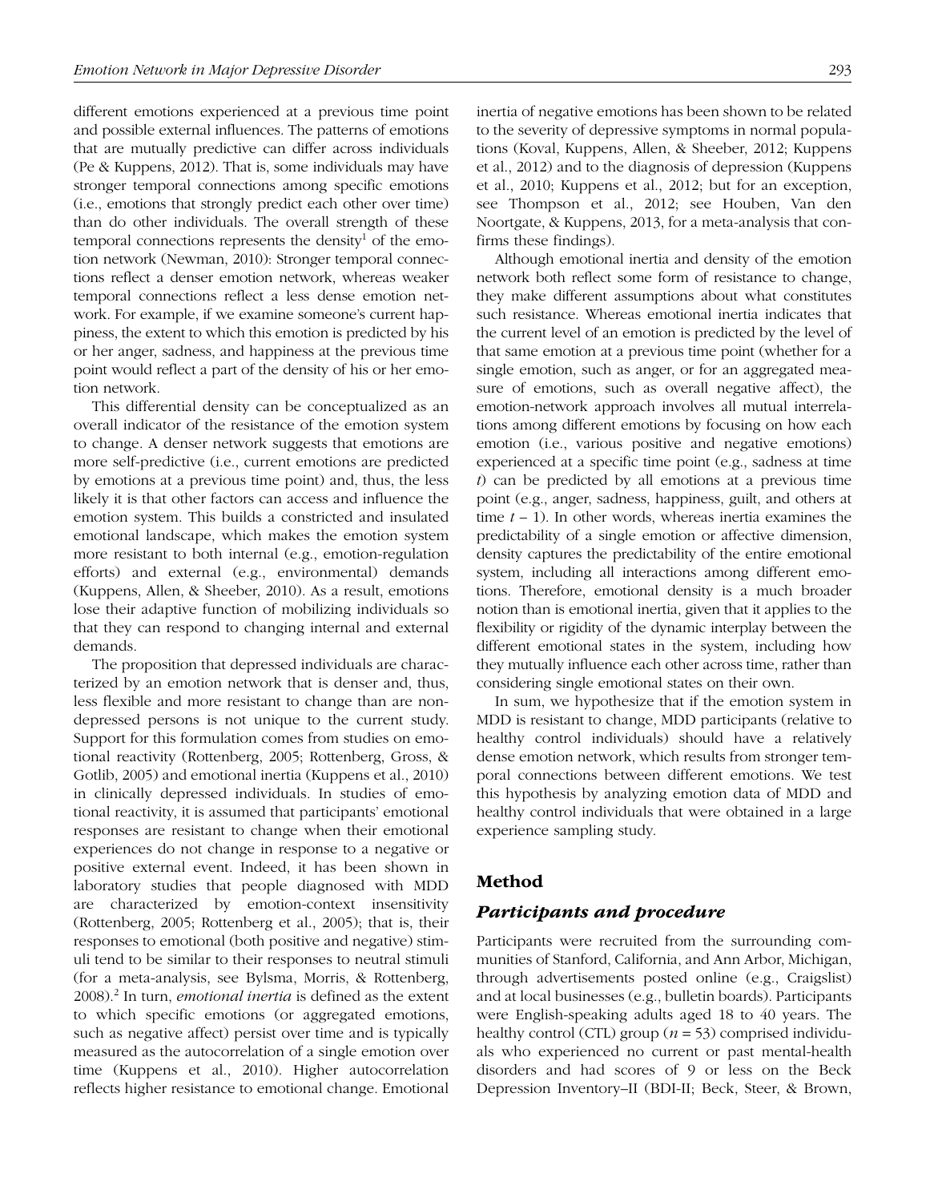different emotions experienced at a previous time point and possible external influences. The patterns of emotions that are mutually predictive can differ across individuals (Pe & Kuppens, 2012). That is, some individuals may have stronger temporal connections among specific emotions (i.e., emotions that strongly predict each other over time) than do other individuals. The overall strength of these temporal connections represents the density[1] of the emotion network (Newman, 2010): Stronger temporal connections reflect a denser emotion network, whereas weaker temporal connections reflect a less dense emotion network. For example, if we examine someone's current happiness, the extent to which this emotion is predicted by his or her anger, sadness, and happiness at the previous time point would reflect a part of the density of his or her emotion network.

This differential density can be conceptualized as an overall indicator of the resistance of the emotion system to change. A denser network suggests that emotions are more self-predictive (i.e., current emotions are predicted by emotions at a previous time point) and, thus, the less likely it is that other factors can access and influence the emotion system. This builds a constricted and insulated emotional landscape, which makes the emotion system more resistant to both internal (e.g., emotion-regulation efforts) and external (e.g., environmental) demands (Kuppens, Allen, & Sheeber, 2010). As a result, emotions lose their adaptive function of mobilizing individuals so that they can respond to changing internal and external demands.

The proposition that depressed individuals are characterized by an emotion network that is denser and, thus, less flexible and more resistant to change than are nondepressed persons is not unique to the current study. Support for this formulation comes from studies on emotional reactivity (Rottenberg, 2005; Rottenberg, Gross, & Gotlib, 2005) and emotional inertia (Kuppens et al., 2010) in clinically depressed individuals. In studies of emotional reactivity, it is assumed that participants' emotional responses are resistant to change when their emotional experiences do not change in response to a negative or positive external event. Indeed, it has been shown in laboratory studies that people diagnosed with MDD are characterized by emotion-context insensitivity (Rottenberg, 2005; Rottenberg et al., 2005); that is, their responses to emotional (both positive and negative) stimuli tend to be similar to their responses to neutral stimuli (for a meta-analysis, see Bylsma, Morris, & Rottenberg, 2008).[2] In turn, *emotional inertia* is defined as the extent to which specific emotions (or aggregated emotions, such as negative affect) persist over time and is typically measured as the autocorrelation of a single emotion over time (Kuppens et al., 2010). Higher autocorrelation reflects higher resistance to emotional change. Emotional inertia of negative emotions has been shown to be related to the severity of depressive symptoms in normal populations (Koval, Kuppens, Allen, & Sheeber, 2012; Kuppens et al., 2012) and to the diagnosis of depression (Kuppens et al., 2010; Kuppens et al., 2012; but for an exception, see Thompson et al., 2012; see Houben, Van den Noortgate, & Kuppens, 2013, for a meta-analysis that confirms these findings).

Although emotional inertia and density of the emotion network both reflect some form of resistance to change, they make different assumptions about what constitutes such resistance. Whereas emotional inertia indicates that the current level of an emotion is predicted by the level of that same emotion at a previous time point (whether for a single emotion, such as anger, or for an aggregated measure of emotions, such as overall negative affect), the emotion-network approach involves all mutual interrelations among different emotions by focusing on how each emotion (i.e., various positive and negative emotions) experienced at a specific time point (e.g., sadness at time $t$) can be predicted by all emotions at a previous time point (e.g., anger, sadness, happiness, guilt, and others at time $t - 1$). In other words, whereas inertia examines the predictability of a single emotion or affective dimension, density captures the predictability of the entire emotional system, including all interactions among different emotions. Therefore, emotional density is a much broader notion than is emotional inertia, given that it applies to the flexibility or rigidity of the dynamic interplay between the different emotional states in the system, including how they mutually influence each other across time, rather than considering single emotional states on their own.

In sum, we hypothesize that if the emotion system in MDD is resistant to change, MDD participants (relative to healthy control individuals) should have a relatively dense emotion network, which results from stronger temporal connections between different emotions. We test this hypothesis by analyzing emotion data of MDD and healthy control individuals that were obtained in a large experience sampling study.

## Method

### Participants and procedure

Participants were recruited from the surrounding communities of Stanford, California, and Ann Arbor, Michigan, through advertisements posted online (e.g., Craigslist) and at local businesses (e.g., bulletin boards). Participants were English-speaking adults aged 18 to 40 years. The healthy control (CTL) group ($n = 53$) comprised individuals who experienced no current or past mental-health disorders and had scores of 9 or less on the Beck Depression Inventory–II (BDI-II; Beck, Steer, & Brown,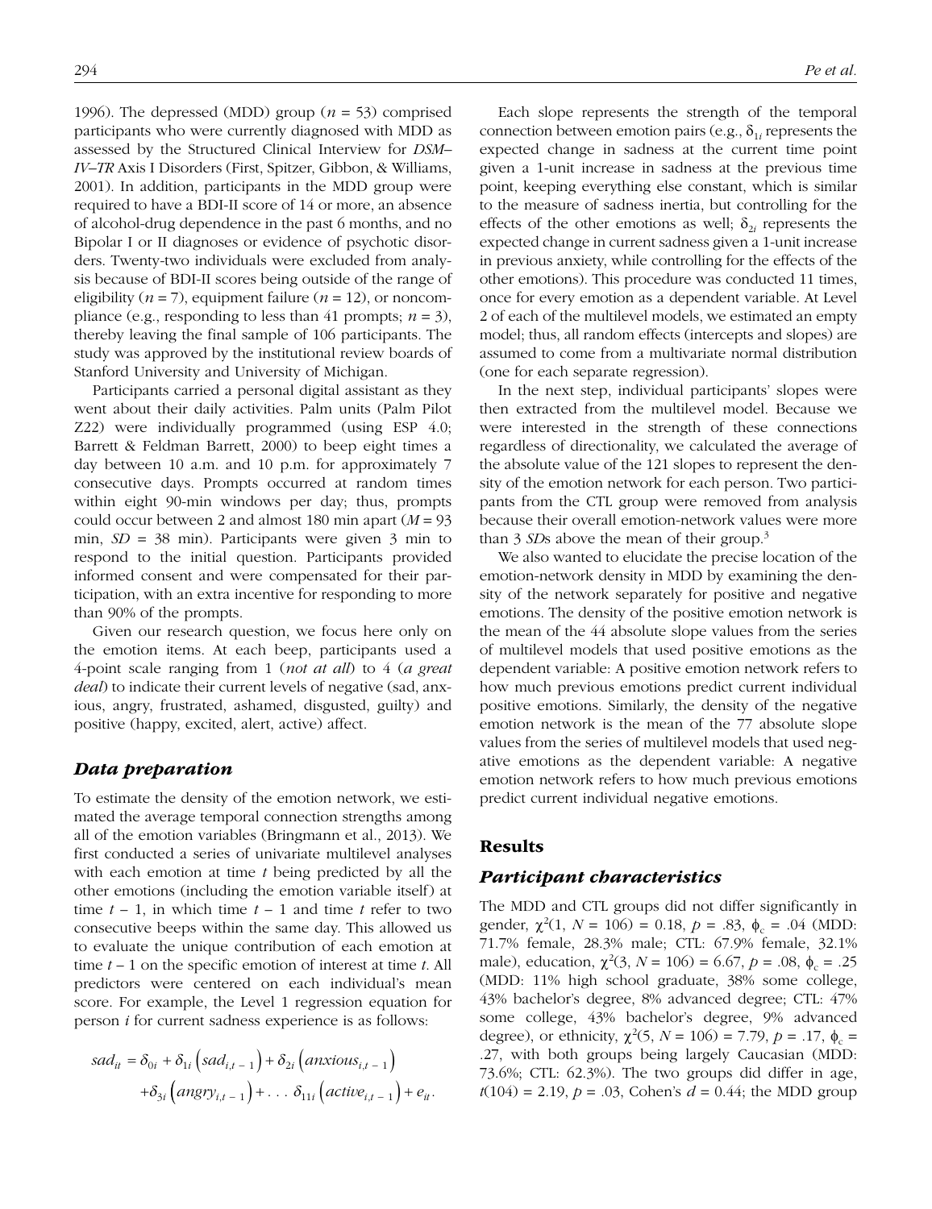1996). The depressed (MDD) group ($n = 53$) comprised participants who were currently diagnosed with MDD as assessed by the Structured Clinical Interview for *DSM–IV–TR* Axis I Disorders (First, Spitzer, Gibbon, & Williams, 2001). In addition, participants in the MDD group were required to have a BDI-II score of 14 or more, an absence of alcohol-drug dependence in the past 6 months, and no Bipolar I or II diagnoses or evidence of psychotic disorders. Twenty-two individuals were excluded from analysis because of BDI-II scores being outside of the range of eligibility ($n = 7$), equipment failure ($n = 12$), or noncompliance (e.g., responding to less than 41 prompts; $n = 3$), thereby leaving the final sample of 106 participants. The study was approved by the institutional review boards of Stanford University and University of Michigan.

Participants carried a personal digital assistant as they went about their daily activities. Palm units (Palm Pilot Z22) were individually programmed (using ESP 4.0; Barrett & Feldman Barrett, 2000) to beep eight times a day between 10 a.m. and 10 p.m. for approximately 7 consecutive days. Prompts occurred at random times within eight 90-min windows per day; thus, prompts could occur between 2 and almost 180 min apart ($M = 93$ min, $SD = 38$ min). Participants were given 3 min to respond to the initial question. Participants provided informed consent and were compensated for their participation, with an extra incentive for responding to more than 90% of the prompts.

Given our research question, we focus here only on the emotion items. At each beep, participants used a 4-point scale ranging from 1 (*not at all*) to 4 (*a great deal*) to indicate their current levels of negative (sad, anxious, angry, frustrated, ashamed, disgusted, guilty) and positive (happy, excited, alert, active) affect.

## Data preparation

To estimate the density of the emotion network, we estimated the average temporal connection strengths among all of the emotion variables (Bringmann et al., 2013). We first conducted a series of univariate multilevel analyses with each emotion at time $t$ being predicted by all the other emotions (including the emotion variable itself) at time $t - 1$, in which time $t - 1$ and time $t$ refer to two consecutive beeps within the same day. This allowed us to evaluate the unique contribution of each emotion at time $t - 1$ on the specific emotion of interest at time $t$. All predictors were centered on each individual's mean score. For example, the Level 1 regression equation for person $i$ for current sadness experience is as follows:

$$sad_{it} = \delta_{0i} + \delta_{1i}\left(sad_{i,t-1}\right) + \delta_{2i}\left(anxious_{i,t-1}\right) + \delta_{3i}\left(angry_{i,t-1}\right) + \ldots \, \delta_{11i}\left(active_{i,t-1}\right) + e_{it}.$$

Each slope represents the strength of the temporal connection between emotion pairs (e.g., $\delta_{1i}$ represents the expected change in sadness at the current time point given a 1-unit increase in sadness at the previous time point, keeping everything else constant, which is similar to the measure of sadness inertia, but controlling for the effects of the other emotions as well; $\delta_{2i}$ represents the expected change in current sadness given a 1-unit increase in previous anxiety, while controlling for the effects of the other emotions). This procedure was conducted 11 times, once for every emotion as a dependent variable. At Level 2 of each of the multilevel models, we estimated an empty model; thus, all random effects (intercepts and slopes) are assumed to come from a multivariate normal distribution (one for each separate regression).

In the next step, individual participants' slopes were then extracted from the multilevel model. Because we were interested in the strength of these connections regardless of directionality, we calculated the average of the absolute value of the 121 slopes to represent the density of the emotion network for each person. Two participants from the CTL group were removed from analysis because their overall emotion-network values were more than 3 *SD*s above the mean of their group.[3]

We also wanted to elucidate the precise location of the emotion-network density in MDD by examining the density of the network separately for positive and negative emotions. The density of the positive emotion network is the mean of the 44 absolute slope values from the series of multilevel models that used positive emotions as the dependent variable: A positive emotion network refers to how much previous emotions predict current individual positive emotions. Similarly, the density of the negative emotion network is the mean of the 77 absolute slope values from the series of multilevel models that used negative emotions as the dependent variable: A negative emotion network refers to how much previous emotions predict current individual negative emotions.

# Results

## Participant characteristics

The MDD and CTL groups did not differ significantly in gender, $\chi^2(1, N = 106) = 0.18$, $p = .83$, $\phi_c = .04$ (MDD: 71.7% female, 28.3% male; CTL: 67.9% female, 32.1% male), education, $\chi^2(3, N = 106) = 6.67$, $p = .08$, $\phi_c = .25$ (MDD: 11% high school graduate, 38% some college, 43% bachelor's degree, 8% advanced degree; CTL: 47% some college, 43% bachelor's degree, 9% advanced degree), or ethnicity, $\chi^2(5, N = 106) = 7.79$, $p = .17$, $\phi_c = .27$, with both groups being largely Caucasian (MDD: 73.6%; CTL: 62.3%). The two groups did differ in age, $t(104) = 2.19$, $p = .03$, Cohen's $d = 0.44$; the MDD group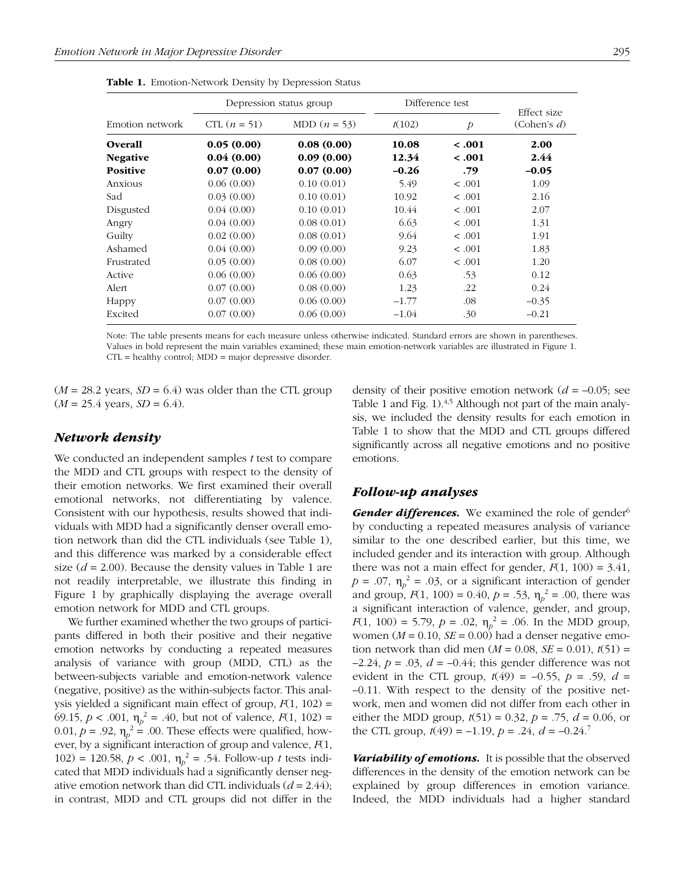**Table 1.** Emotion-Network Density by Depression Status

| Emotion network | Depression status group | | Difference test | | Effect size (Cohen's $d$) |
|---|---|---|---|---|---|
| | CTL ($n$ = 51) | MDD ($n$ = 53) | $t$(102) | $p$ | |
| **Overall** | **0.05 (0.00)** | **0.08 (0.00)** | **10.08** | **< .001** | **2.00** |
| **Negative** | **0.04 (0.00)** | **0.09 (0.00)** | **12.34** | **< .001** | **2.44** |
| **Positive** | **0.07 (0.00)** | **0.07 (0.00)** | **–0.26** | **.79** | **–0.05** |
| Anxious | 0.06 (0.00) | 0.10 (0.01) | 5.49 | < .001 | 1.09 |
| Sad | 0.03 (0.00) | 0.10 (0.01) | 10.92 | < .001 | 2.16 |
| Disgusted | 0.04 (0.00) | 0.10 (0.01) | 10.44 | < .001 | 2.07 |
| Angry | 0.04 (0.00) | 0.08 (0.01) | 6.63 | < .001 | 1.31 |
| Guilty | 0.02 (0.00) | 0.08 (0.01) | 9.64 | < .001 | 1.91 |
| Ashamed | 0.04 (0.00) | 0.09 (0.00) | 9.23 | < .001 | 1.83 |
| Frustrated | 0.05 (0.00) | 0.08 (0.00) | 6.07 | < .001 | 1.20 |
| Active | 0.06 (0.00) | 0.06 (0.00) | 0.63 | .53 | 0.12 |
| Alert | 0.07 (0.00) | 0.08 (0.00) | 1.23 | .22 | 0.24 |
| Happy | 0.07 (0.00) | 0.06 (0.00) | –1.77 | .08 | –0.35 |
| Excited | 0.07 (0.00) | 0.06 (0.00) | –1.04 | .30 | –0.21 |

Note: The table presents means for each measure unless otherwise indicated. Standard errors are shown in parentheses. Values in bold represent the main variables examined; these main emotion-network variables are illustrated in Figure 1. CTL = healthy control; MDD = major depressive disorder.

($M$ = 28.2 years, $SD$ = 6.4) was older than the CTL group ($M$ = 25.4 years, $SD$ = 6.4).

## Network density

We conducted an independent samples $t$ test to compare the MDD and CTL groups with respect to the density of their emotion networks. We first examined their overall emotional networks, not differentiating by valence. Consistent with our hypothesis, results showed that individuals with MDD had a significantly denser overall emotion network than did the CTL individuals (see Table 1), and this difference was marked by a considerable effect size ($d$ = 2.00). Because the density values in Table 1 are not readily interpretable, we illustrate this finding in Figure 1 by graphically displaying the average overall emotion network for MDD and CTL groups.

We further examined whether the two groups of participants differed in both their positive and their negative emotion networks by conducting a repeated measures analysis of variance with group (MDD, CTL) as the between-subjects variable and emotion-network valence (negative, positive) as the within-subjects factor. This analysis yielded a significant main effect of group, $F(1, 102) = 69.15$, $p < .001$, $\eta_p^2 = .40$, but not of valence, $F(1, 102) = 0.01$, $p = .92$, $\eta_p^2 = .00$. These effects were qualified, however, by a significant interaction of group and valence, $F(1, 102) = 120.58$, $p < .001$, $\eta_p^2 = .54$. Follow-up $t$ tests indicated that MDD individuals had a significantly denser negative emotion network than did CTL individuals ($d$ = 2.44); in contrast, MDD and CTL groups did not differ in the density of their positive emotion network ($d$ = –0.05; see Table 1 and Fig. 1).[4,5] Although not part of the main analysis, we included the density results for each emotion in Table 1 to show that the MDD and CTL groups differed significantly across all negative emotions and no positive emotions.

## Follow-up analyses

***Gender differences.*** We examined the role of gender[6] by conducting a repeated measures analysis of variance similar to the one described earlier, but this time, we included gender and its interaction with group. Although there was not a main effect for gender, $F(1, 100) = 3.41$, $p = .07$, $\eta_p^2 = .03$, or a significant interaction of gender and group, $F(1, 100) = 0.40$, $p = .53$, $\eta_p^2 = .00$, there was a significant interaction of valence, gender, and group, $F(1, 100) = 5.79$, $p = .02$, $\eta_p^2 = .06$. In the MDD group, women ($M$ = 0.10, $SE$ = 0.00) had a denser negative emotion network than did men ($M$ = 0.08, $SE$ = 0.01), $t(51) = -2.24$, $p = .03$, $d = -0.44$; this gender difference was not evident in the CTL group, $t(49) = -0.55$, $p = .59$, $d = -0.11$. With respect to the density of the positive network, men and women did not differ from each other in either the MDD group, $t(51) = 0.32$, $p = .75$, $d = 0.06$, or the CTL group, $t(49) = -1.19$, $p = .24$, $d = -0.24$.[7]

***Variability of emotions.*** It is possible that the observed differences in the density of the emotion network can be explained by group differences in emotion variance. Indeed, the MDD individuals had a higher standard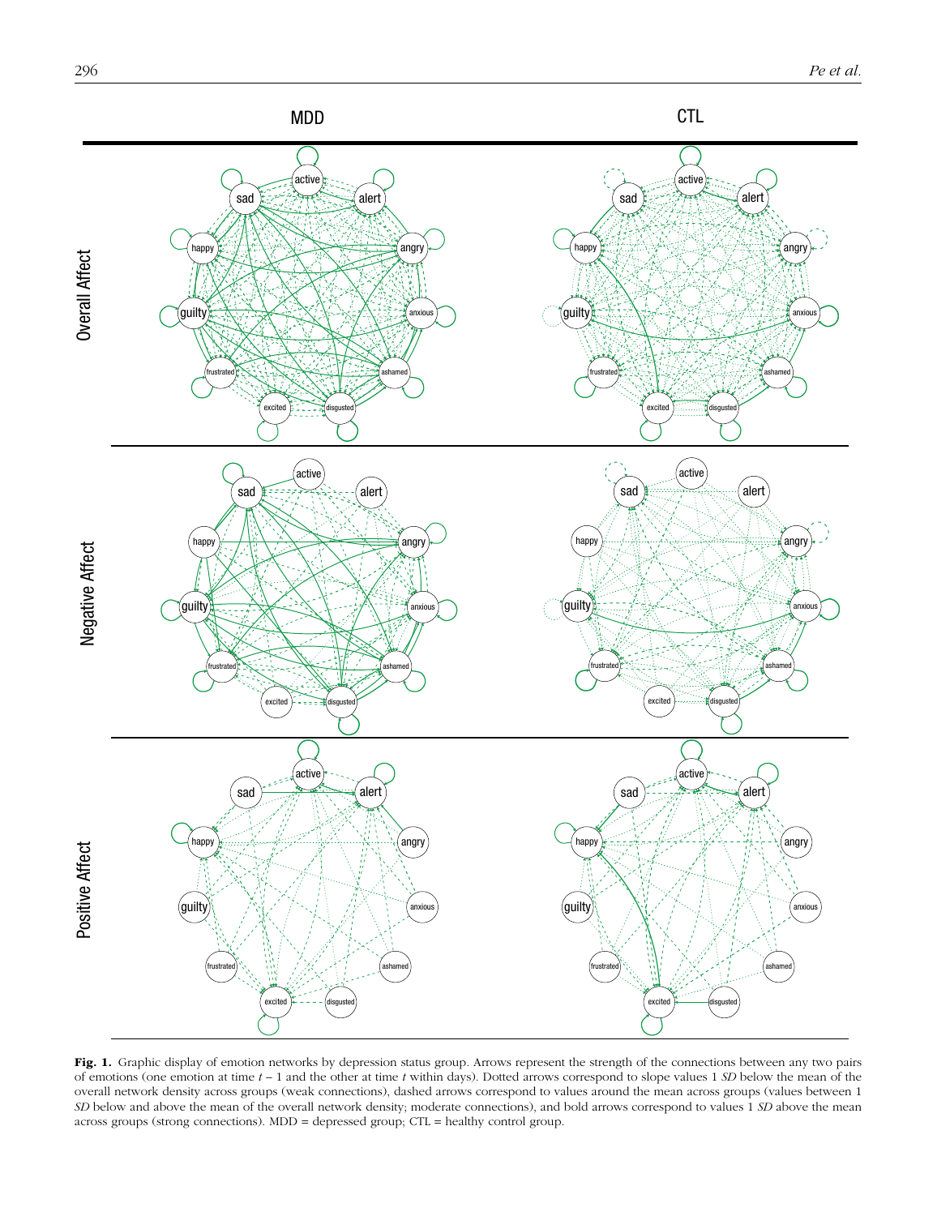**Fig. 1.** Graphic display of emotion networks by depression status group. Arrows represent the strength of the connections between any two pairs of emotions (one emotion at time $t - 1$ and the other at time $t$ within days). Dotted arrows correspond to slope values 1 *SD* below the mean of the overall network density across groups (weak connections), dashed arrows correspond to values around the mean across groups (values between 1 *SD* below and above the mean of the overall network density; moderate connections), and bold arrows correspond to values 1 *SD* above the mean across groups (strong connections). MDD = depressed group; CTL = healthy control group.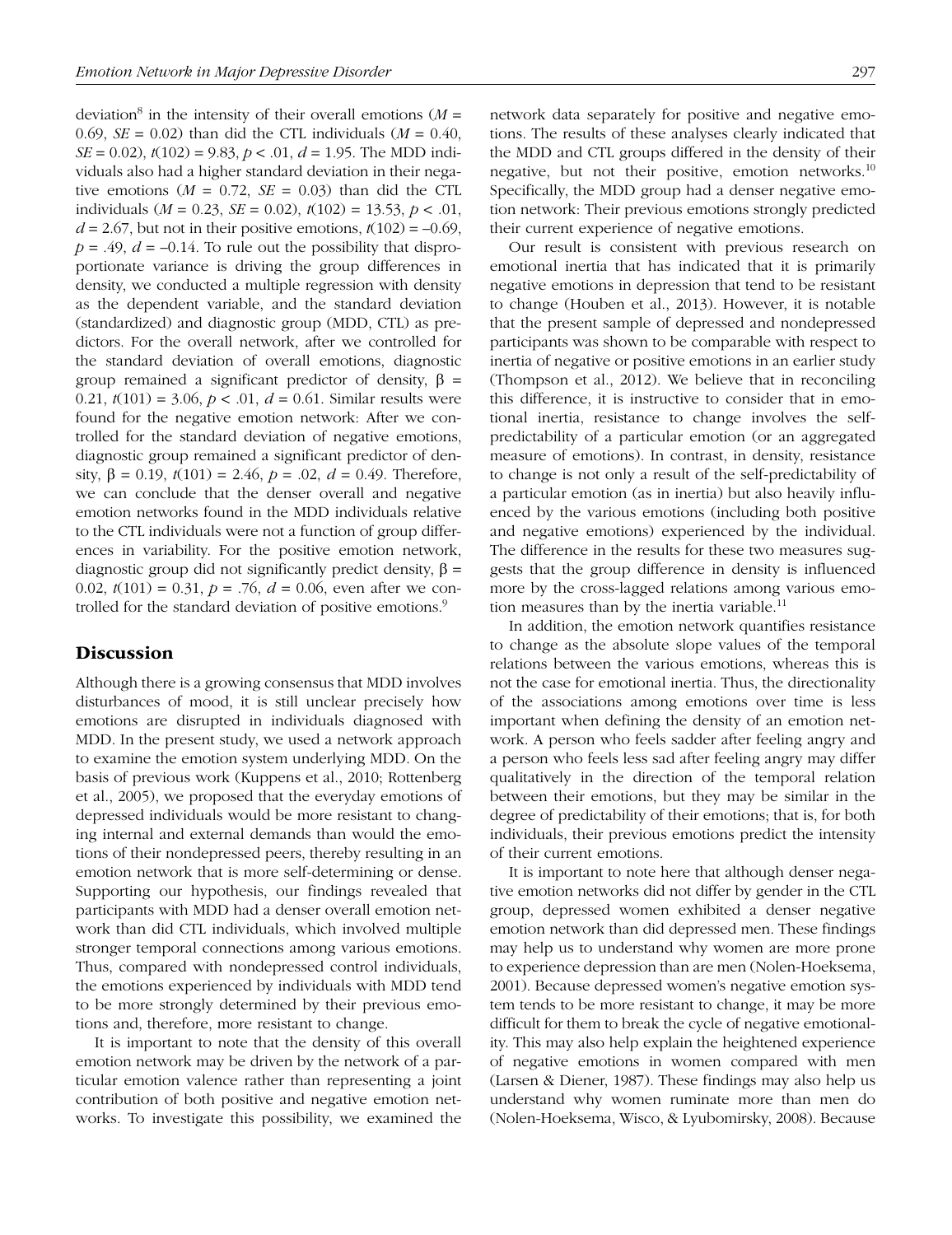deviation[8] in the intensity of their overall emotions ($M$ = 0.69, $SE$ = 0.02) than did the CTL individuals ($M$ = 0.40, $SE$ = 0.02), $t(102)$ = 9.83, $p$ < .01, $d$ = 1.95. The MDD individuals also had a higher standard deviation in their negative emotions ($M$ = 0.72, $SE$ = 0.03) than did the CTL individuals ($M$ = 0.23, $SE$ = 0.02), $t(102)$ = 13.53, $p$ < .01, $d$ = 2.67, but not in their positive emotions, $t(102)$ = –0.69, $p$ = .49, $d$ = –0.14. To rule out the possibility that disproportionate variance is driving the group differences in density, we conducted a multiple regression with density as the dependent variable, and the standard deviation (standardized) and diagnostic group (MDD, CTL) as predictors. For the overall network, after we controlled for the standard deviation of overall emotions, diagnostic group remained a significant predictor of density, $\beta$ = 0.21, $t(101)$ = 3.06, $p$ < .01, $d$ = 0.61. Similar results were found for the negative emotion network: After we controlled for the standard deviation of negative emotions, diagnostic group remained a significant predictor of density, $\beta$ = 0.19, $t(101)$ = 2.46, $p$ = .02, $d$ = 0.49. Therefore, we can conclude that the denser overall and negative emotion networks found in the MDD individuals relative to the CTL individuals were not a function of group differences in variability. For the positive emotion network, diagnostic group did not significantly predict density, $\beta$ = 0.02, $t(101)$ = 0.31, $p$ = .76, $d$ = 0.06, even after we controlled for the standard deviation of positive emotions.[9]

## Discussion

Although there is a growing consensus that MDD involves disturbances of mood, it is still unclear precisely how emotions are disrupted in individuals diagnosed with MDD. In the present study, we used a network approach to examine the emotion system underlying MDD. On the basis of previous work (Kuppens et al., 2010; Rottenberg et al., 2005), we proposed that the everyday emotions of depressed individuals would be more resistant to changing internal and external demands than would the emotions of their nondepressed peers, thereby resulting in an emotion network that is more self-determining or dense. Supporting our hypothesis, our findings revealed that participants with MDD had a denser overall emotion network than did CTL individuals, which involved multiple stronger temporal connections among various emotions. Thus, compared with nondepressed control individuals, the emotions experienced by individuals with MDD tend to be more strongly determined by their previous emotions and, therefore, more resistant to change.

It is important to note that the density of this overall emotion network may be driven by the network of a particular emotion valence rather than representing a joint contribution of both positive and negative emotion networks. To investigate this possibility, we examined the network data separately for positive and negative emotions. The results of these analyses clearly indicated that the MDD and CTL groups differed in the density of their negative, but not their positive, emotion networks.[10] Specifically, the MDD group had a denser negative emotion network: Their previous emotions strongly predicted their current experience of negative emotions.

Our result is consistent with previous research on emotional inertia that has indicated that it is primarily negative emotions in depression that tend to be resistant to change (Houben et al., 2013). However, it is notable that the present sample of depressed and nondepressed participants was shown to be comparable with respect to inertia of negative or positive emotions in an earlier study (Thompson et al., 2012). We believe that in reconciling this difference, it is instructive to consider that in emotional inertia, resistance to change involves the self-predictability of a particular emotion (or an aggregated measure of emotions). In contrast, in density, resistance to change is not only a result of the self-predictability of a particular emotion (as in inertia) but also heavily influenced by the various emotions (including both positive and negative emotions) experienced by the individual. The difference in the results for these two measures suggests that the group difference in density is influenced more by the cross-lagged relations among various emotion measures than by the inertia variable.[11]

In addition, the emotion network quantifies resistance to change as the absolute slope values of the temporal relations between the various emotions, whereas this is not the case for emotional inertia. Thus, the directionality of the associations among emotions over time is less important when defining the density of an emotion network. A person who feels sadder after feeling angry and a person who feels less sad after feeling angry may differ qualitatively in the direction of the temporal relation between their emotions, but they may be similar in the degree of predictability of their emotions; that is, for both individuals, their previous emotions predict the intensity of their current emotions.

It is important to note here that although denser negative emotion networks did not differ by gender in the CTL group, depressed women exhibited a denser negative emotion network than did depressed men. These findings may help us to understand why women are more prone to experience depression than are men (Nolen-Hoeksema, 2001). Because depressed women's negative emotion system tends to be more resistant to change, it may be more difficult for them to break the cycle of negative emotionality. This may also help explain the heightened experience of negative emotions in women compared with men (Larsen & Diener, 1987). These findings may also help us understand why women ruminate more than men do (Nolen-Hoeksema, Wisco, & Lyubomirsky, 2008). Because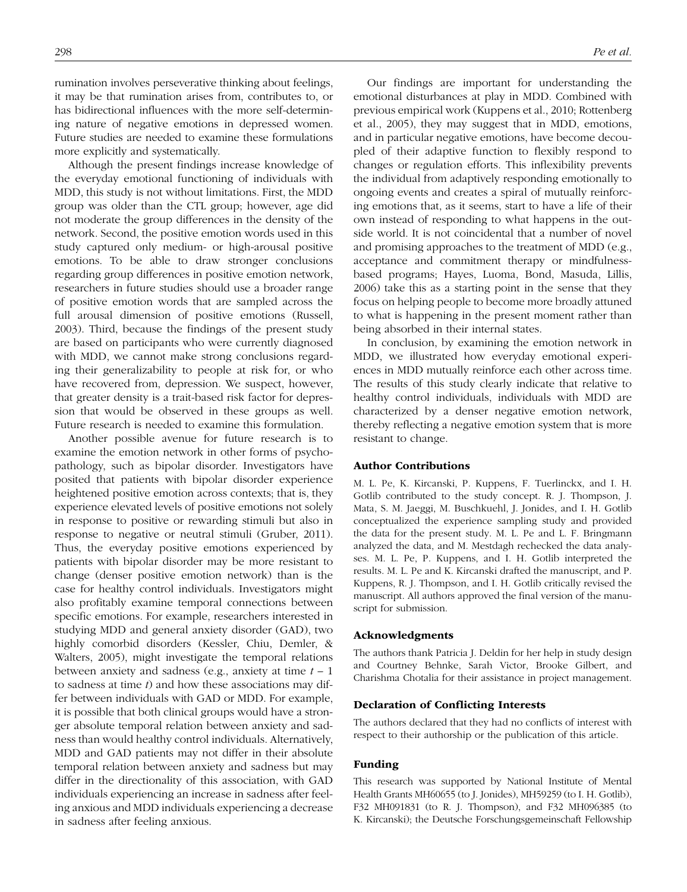rumination involves perseverative thinking about feelings, it may be that rumination arises from, contributes to, or has bidirectional influences with the more self-determining nature of negative emotions in depressed women. Future studies are needed to examine these formulations more explicitly and systematically.

Although the present findings increase knowledge of the everyday emotional functioning of individuals with MDD, this study is not without limitations. First, the MDD group was older than the CTL group; however, age did not moderate the group differences in the density of the network. Second, the positive emotion words used in this study captured only medium- or high-arousal positive emotions. To be able to draw stronger conclusions regarding group differences in positive emotion network, researchers in future studies should use a broader range of positive emotion words that are sampled across the full arousal dimension of positive emotions (Russell, 2003). Third, because the findings of the present study are based on participants who were currently diagnosed with MDD, we cannot make strong conclusions regarding their generalizability to people at risk for, or who have recovered from, depression. We suspect, however, that greater density is a trait-based risk factor for depression that would be observed in these groups as well. Future research is needed to examine this formulation.

Another possible avenue for future research is to examine the emotion network in other forms of psychopathology, such as bipolar disorder. Investigators have posited that patients with bipolar disorder experience heightened positive emotion across contexts; that is, they experience elevated levels of positive emotions not solely in response to positive or rewarding stimuli but also in response to negative or neutral stimuli (Gruber, 2011). Thus, the everyday positive emotions experienced by patients with bipolar disorder may be more resistant to change (denser positive emotion network) than is the case for healthy control individuals. Investigators might also profitably examine temporal connections between specific emotions. For example, researchers interested in studying MDD and general anxiety disorder (GAD), two highly comorbid disorders (Kessler, Chiu, Demler, & Walters, 2005), might investigate the temporal relations between anxiety and sadness (e.g., anxiety at time $t - 1$ to sadness at time $t$) and how these associations may differ between individuals with GAD or MDD. For example, it is possible that both clinical groups would have a stronger absolute temporal relation between anxiety and sadness than would healthy control individuals. Alternatively, MDD and GAD patients may not differ in their absolute temporal relation between anxiety and sadness but may differ in the directionality of this association, with GAD individuals experiencing an increase in sadness after feeling anxious and MDD individuals experiencing a decrease in sadness after feeling anxious.

Our findings are important for understanding the emotional disturbances at play in MDD. Combined with previous empirical work (Kuppens et al., 2010; Rottenberg et al., 2005), they may suggest that in MDD, emotions, and in particular negative emotions, have become decoupled of their adaptive function to flexibly respond to changes or regulation efforts. This inflexibility prevents the individual from adaptively responding emotionally to ongoing events and creates a spiral of mutually reinforcing emotions that, as it seems, start to have a life of their own instead of responding to what happens in the outside world. It is not coincidental that a number of novel and promising approaches to the treatment of MDD (e.g., acceptance and commitment therapy or mindfulness-based programs; Hayes, Luoma, Bond, Masuda, Lillis, 2006) take this as a starting point in the sense that they focus on helping people to become more broadly attuned to what is happening in the present moment rather than being absorbed in their internal states.

In conclusion, by examining the emotion network in MDD, we illustrated how everyday emotional experiences in MDD mutually reinforce each other across time. The results of this study clearly indicate that relative to healthy control individuals, individuals with MDD are characterized by a denser negative emotion network, thereby reflecting a negative emotion system that is more resistant to change.

## Author Contributions

M. L. Pe, K. Kircanski, P. Kuppens, F. Tuerlinckx, and I. H. Gotlib contributed to the study concept. R. J. Thompson, J. Mata, S. M. Jaeggi, M. Buschkuehl, J. Jonides, and I. H. Gotlib conceptualized the experience sampling study and provided the data for the present study. M. L. Pe and L. F. Bringmann analyzed the data, and M. Mestdagh rechecked the data analyses. M. L. Pe, P. Kuppens, and I. H. Gotlib interpreted the results. M. L. Pe and K. Kircanski drafted the manuscript, and P. Kuppens, R. J. Thompson, and I. H. Gotlib critically revised the manuscript. All authors approved the final version of the manuscript for submission.

## Acknowledgments

The authors thank Patricia J. Deldin for her help in study design and Courtney Behnke, Sarah Victor, Brooke Gilbert, and Charishma Chotalia for their assistance in project management.

## Declaration of Conflicting Interests

The authors declared that they had no conflicts of interest with respect to their authorship or the publication of this article.

## Funding

This research was supported by National Institute of Mental Health Grants MH60655 (to J. Jonides), MH59259 (to I. H. Gotlib), F32 MH091831 (to R. J. Thompson), and F32 MH096385 (to K. Kircanski); the Deutsche Forschungsgemeinschaft Fellowship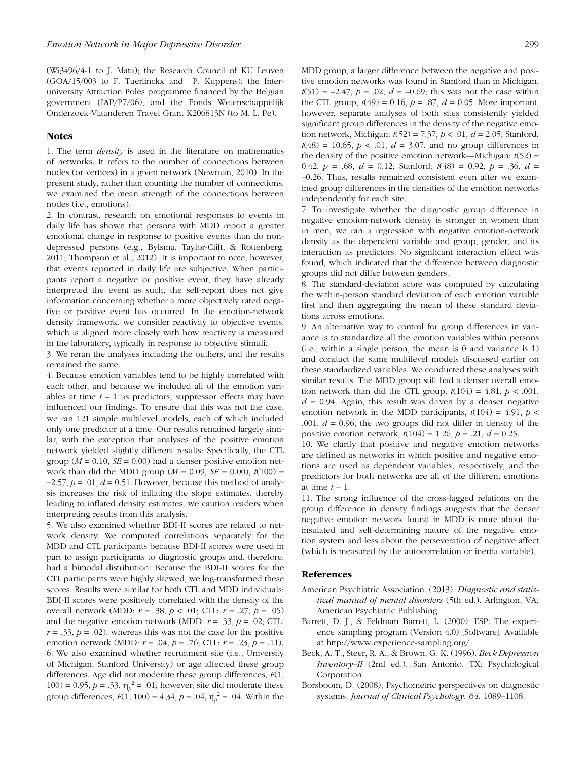(Wi3496/4-1 to J. Mata); the Research Council of KU Leuven (GOA/15/003 to F. Tuerlinckx and P. Kuppens); the Interuniversity Attraction Poles programme financed by the Belgian government (IAP/P7/06); and the Fonds Wetenschappelijk Onderzoek-Vlaanderen Travel Grant K206813N (to M. L. Pe).

## Notes

1. The term *density* is used in the literature on mathematics of networks. It refers to the number of connections between nodes (or vertices) in a given network (Newman, 2010). In the present study, rather than counting the number of connections, we examined the mean strength of the connections between nodes (i.e., emotions).

2. In contrast, research on emotional responses to events in daily life has shown that persons with MDD report a greater emotional change in response to positive events than do nondepressed persons (e.g., Bylsma, Taylor-Clift, & Rottenberg, 2011; Thompson et al., 2012). It is important to note, however, that events reported in daily life are subjective. When participants report a negative or positive event, they have already interpreted the event as such; the self-report does not give information concerning whether a more objectively rated negative or positive event has occurred. In the emotion-network density framework, we consider reactivity to objective events, which is aligned more closely with how reactivity is measured in the laboratory, typically in response to objective stimuli.

3. We reran the analyses including the outliers, and the results remained the same.

4. Because emotion variables tend to be highly correlated with each other, and because we included all of the emotion variables at time $t - 1$ as predictors, suppressor effects may have influenced our findings. To ensure that this was not the case, we ran 121 simple multilevel models, each of which included only one predictor at a time. Our results remained largely similar, with the exception that analyses of the positive emotion network yielded slightly different results: Specifically, the CTL group ($M = 0.10$, $SE = 0.00$) had a denser positive emotion network than did the MDD group ($M = 0.09$, $SE = 0.00$), $t(100) = -2.57$, $p = .01$, $d = 0.51$. However, because this method of analysis increases the risk of inflating the slope estimates, thereby leading to inflated density estimates, we caution readers when interpreting results from this analysis.

5. We also examined whether BDI-II scores are related to network density. We computed correlations separately for the MDD and CTL participants because BDI-II scores were used in part to assign participants to diagnostic groups and, therefore, had a bimodal distribution. Because the BDI-II scores for the CTL participants were highly skewed, we log-transformed these scores. Results were similar for both CTL and MDD individuals: BDI-II scores were positively correlated with the density of the overall network (MDD: $r = .38$, $p < .01$; CTL: $r = .27$, $p = .05$) and the negative emotion network (MDD: $r = .33$, $p = .02$; CTL: $r = .33$, $p = .02$), whereas this was not the case for the positive emotion network (MDD: $r = .04$, $p = .76$; CTL: $r = .23$, $p = .11$).

6. We also examined whether recruitment site (i.e., University of Michigan, Stanford University) or age affected these group differences. Age did not moderate these group differences, $F(1, 100) = 0.95$, $p = .33$, $\eta_p^2 = .01$; however, site did moderate these group differences, $F(1, 100) = 4.34$, $p = .04$, $\eta_p^2 = .04$. Within the MDD group, a larger difference between the negative and positive emotion networks was found in Stanford than in Michigan, $t(51) = -2.47$, $p = .02$, $d = -0.69$; this was not the case within the CTL group, $t(49) = 0.16$, $p = .87$, $d = 0.05$. More important, however, separate analyses of both sites consistently yielded significant group differences in the density of the negative emotion network, Michigan: $t(52) = 7.37$, $p < .01$, $d = 2.05$; Stanford: $t(48) = 10.65$, $p < .01$, $d = 3.07$, and no group differences in the density of the positive emotion network—Michigan: $t(52) = 0.42$, $p = .68$, $d = 0.12$; Stanford: $t(48) = 0.92$, $p = .36$, $d = -0.26$. Thus, results remained consistent even after we examined group differences in the densities of the emotion networks independently for each site.

7. To investigate whether the diagnostic group difference in negative emotion-network density is stronger in women than in men, we ran a regression with negative emotion-network density as the dependent variable and group, gender, and its interaction as predictors. No significant interaction effect was found, which indicated that the difference between diagnostic groups did not differ between genders.

8. The standard-deviation score was computed by calculating the within-person standard deviation of each emotion variable first and then aggregating the mean of these standard deviations across emotions.

9. An alternative way to control for group differences in variance is to standardize all the emotion variables within persons (i.e., within a single person, the mean is 0 and variance is 1) and conduct the same multilevel models discussed earlier on these standardized variables. We conducted these analyses with similar results. The MDD group still had a denser overall emotion network than did the CTL group, $t(104) = 4.81$, $p < .001$, $d = 0.94$. Again, this result was driven by a denser negative emotion network in the MDD participants, $t(104) = 4.91$, $p < .001$, $d = 0.96$; the two groups did not differ in density of the positive emotion network, $t(104) = 1.26$, $p = .21$, $d = 0.25$.

10. We clarify that positive and negative emotion networks are defined as networks in which positive and negative emotions are used as dependent variables, respectively, and the predictors for both networks are all of the different emotions at time $t - 1$.

11. The strong influence of the cross-lagged relations on the group difference in density findings suggests that the denser negative emotion network found in MDD is more about the insulated and self-determining nature of the negative emotion system and less about the perseveration of negative affect (which is measured by the autocorrelation or inertia variable).

## References

American Psychiatric Association. (2013). *Diagnostic and statistical manual of mental disorders* (5th ed.). Arlington, VA: American Psychiatric Publishing.

Barrett, D. J., & Feldman Barrett, L. (2000). ESP: The experience sampling program (Version 4.0) [Software]. Available at http://www.experience-sampling.org/

Beck, A. T., Steer, R. A., & Brown, G. K. (1996). *Beck Depression Inventory–II* (2nd ed.). San Antonio, TX: Psychological Corporation.

Borsboom, D. (2008), Psychometric perspectives on diagnostic systems. *Journal of Clinical Psychology*, *64*, 1089–1108.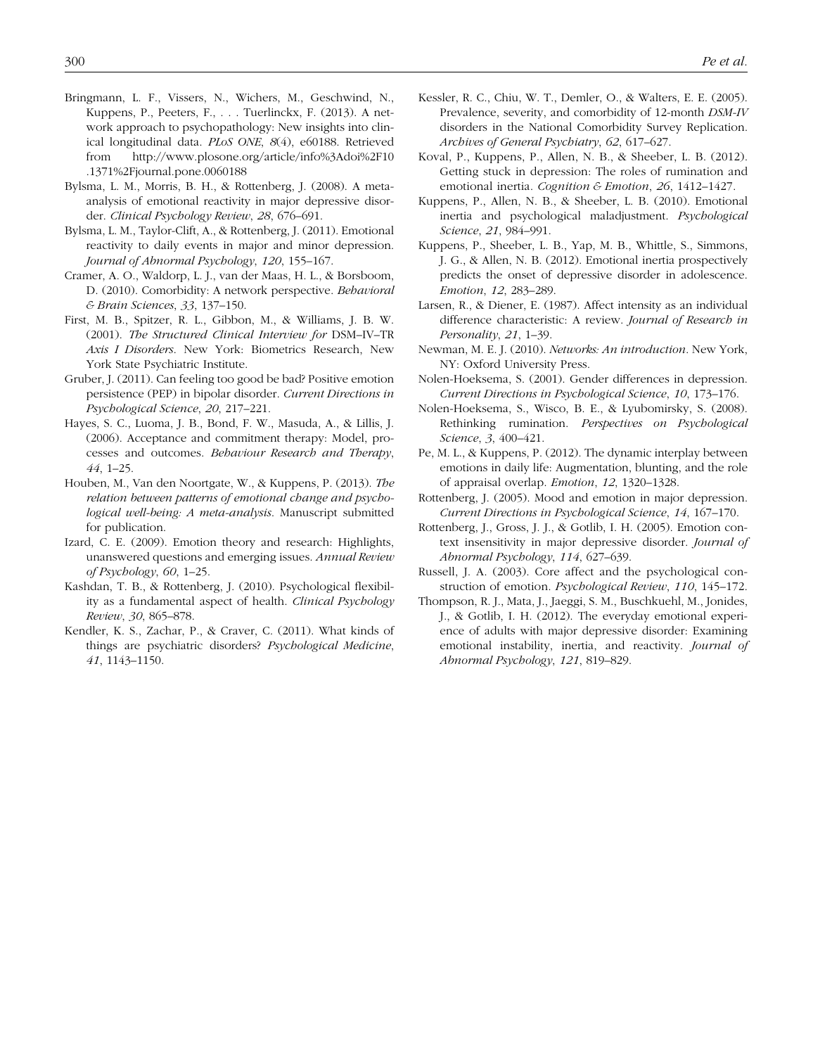Bringmann, L. F., Vissers, N., Wichers, M., Geschwind, N., Kuppens, P., Peeters, F., . . . Tuerlinckx, F. (2013). A network approach to psychopathology: New insights into clinical longitudinal data. *PLoS ONE*, *8*(4), e60188. Retrieved from http://www.plosone.org/article/info%3Adoi%2F10.1371%2Fjournal.pone.0060188

Bylsma, L. M., Morris, B. H., & Rottenberg, J. (2008). A meta-analysis of emotional reactivity in major depressive disorder. *Clinical Psychology Review*, *28*, 676–691.

Bylsma, L. M., Taylor-Clift, A., & Rottenberg, J. (2011). Emotional reactivity to daily events in major and minor depression. *Journal of Abnormal Psychology*, *120*, 155–167.

Cramer, A. O., Waldorp, L. J., van der Maas, H. L., & Borsboom, D. (2010). Comorbidity: A network perspective. *Behavioral & Brain Sciences*, *33*, 137–150.

First, M. B., Spitzer, R. L., Gibbon, M., & Williams, J. B. W. (2001). *The Structured Clinical Interview for* DSM–IV–TR *Axis I Disorders*. New York: Biometrics Research, New York State Psychiatric Institute.

Gruber, J. (2011). Can feeling too good be bad? Positive emotion persistence (PEP) in bipolar disorder. *Current Directions in Psychological Science*, *20*, 217–221.

Hayes, S. C., Luoma, J. B., Bond, F. W., Masuda, A., & Lillis, J. (2006). Acceptance and commitment therapy: Model, processes and outcomes. *Behaviour Research and Therapy*, *44*, 1–25.

Houben, M., Van den Noortgate, W., & Kuppens, P. (2013). *The relation between patterns of emotional change and psychological well-being: A meta-analysis*. Manuscript submitted for publication.

Izard, C. E. (2009). Emotion theory and research: Highlights, unanswered questions and emerging issues. *Annual Review of Psychology*, *60*, 1–25.

Kashdan, T. B., & Rottenberg, J. (2010). Psychological flexibility as a fundamental aspect of health. *Clinical Psychology Review*, *30*, 865–878.

Kendler, K. S., Zachar, P., & Craver, C. (2011). What kinds of things are psychiatric disorders? *Psychological Medicine*, *41*, 1143–1150.

Kessler, R. C., Chiu, W. T., Demler, O., & Walters, E. E. (2005). Prevalence, severity, and comorbidity of 12-month *DSM-IV* disorders in the National Comorbidity Survey Replication. *Archives of General Psychiatry*, *62*, 617–627.

Koval, P., Kuppens, P., Allen, N. B., & Sheeber, L. B. (2012). Getting stuck in depression: The roles of rumination and emotional inertia. *Cognition & Emotion*, *26*, 1412–1427.

Kuppens, P., Allen, N. B., & Sheeber, L. B. (2010). Emotional inertia and psychological maladjustment. *Psychological Science*, *21*, 984–991.

Kuppens, P., Sheeber, L. B., Yap, M. B., Whittle, S., Simmons, J. G., & Allen, N. B. (2012). Emotional inertia prospectively predicts the onset of depressive disorder in adolescence. *Emotion*, *12*, 283–289.

Larsen, R., & Diener, E. (1987). Affect intensity as an individual difference characteristic: A review. *Journal of Research in Personality*, *21*, 1–39.

Newman, M. E. J. (2010). *Networks: An introduction*. New York, NY: Oxford University Press.

Nolen-Hoeksema, S. (2001). Gender differences in depression. *Current Directions in Psychological Science*, *10*, 173–176.

Nolen-Hoeksema, S., Wisco, B. E., & Lyubomirsky, S. (2008). Rethinking rumination. *Perspectives on Psychological Science*, *3*, 400–421.

Pe, M. L., & Kuppens, P. (2012). The dynamic interplay between emotions in daily life: Augmentation, blunting, and the role of appraisal overlap. *Emotion*, *12*, 1320–1328.

Rottenberg, J. (2005). Mood and emotion in major depression. *Current Directions in Psychological Science*, *14*, 167–170.

Rottenberg, J., Gross, J. J., & Gotlib, I. H. (2005). Emotion context insensitivity in major depressive disorder. *Journal of Abnormal Psychology*, *114*, 627–639.

Russell, J. A. (2003). Core affect and the psychological construction of emotion. *Psychological Review*, *110*, 145–172.

Thompson, R. J., Mata, J., Jaeggi, S. M., Buschkuehl, M., Jonides, J., & Gotlib, I. H. (2012). The everyday emotional experience of adults with major depressive disorder: Examining emotional instability, inertia, and reactivity. *Journal of Abnormal Psychology*, *121*, 819–829.